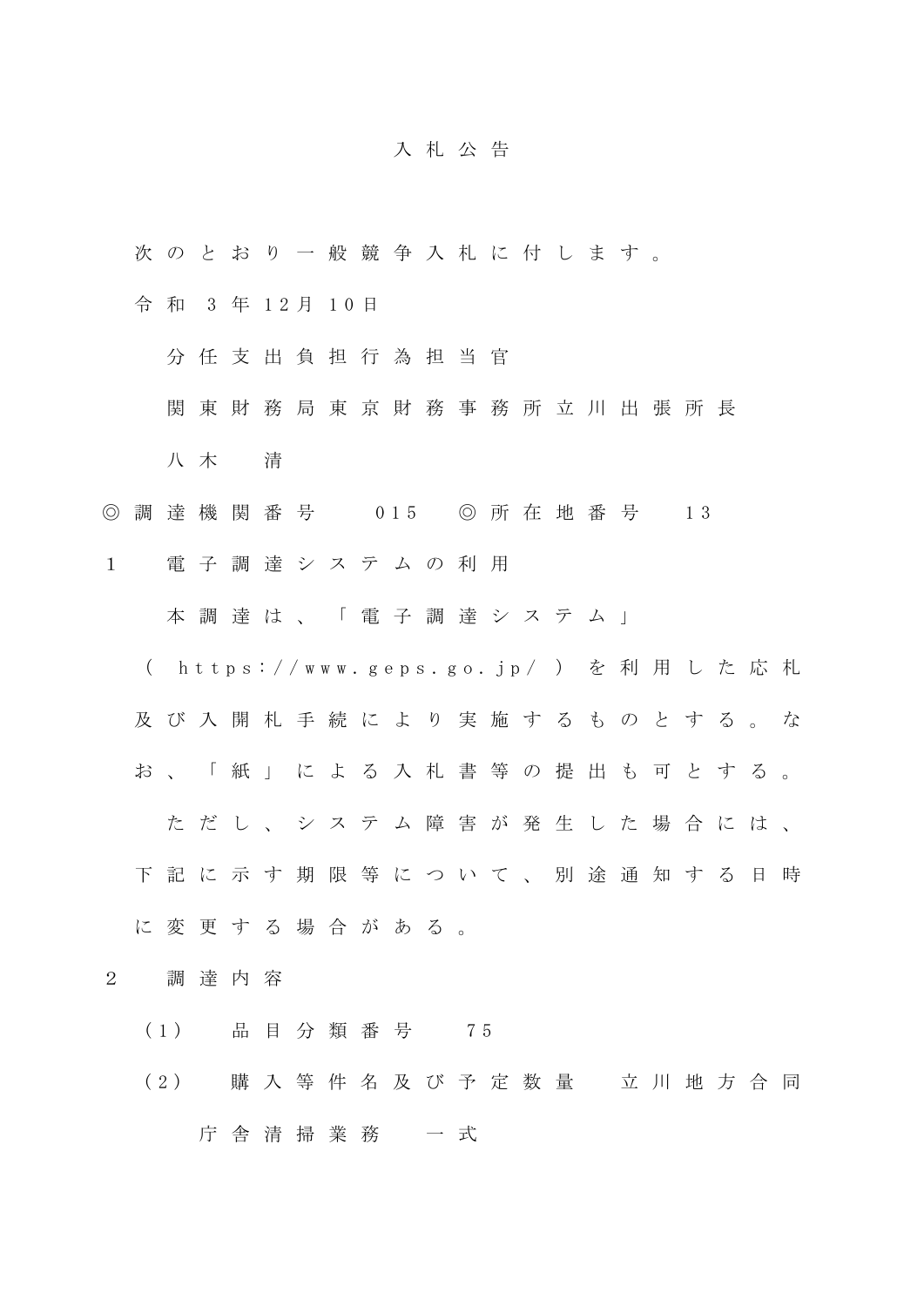# 入札公告

次のとおり一般競争入札に付します。

令和３年12月10日

分任支出負担行為担当官

関東財務局東京財務事務所立川出張所長

八木　清

◎調達機関番号　015　◎所在地番号　13

１　電子調達システムの利用

本調達は、「電子調達システム」（https://www.geps.go.jp/）を利用した応札及び入開札手続により実施するものとする。なお、「紙」による入札書等の提出も可とする。

ただし、システム障害が発生した場合には、下記に示す期限等について、別途通知する日時に変更する場合がある。

２　調達内容

（1）　品目分類番号　75

（2）　購入等件名及び予定数量　立川地方合同庁舎清掃業務　一式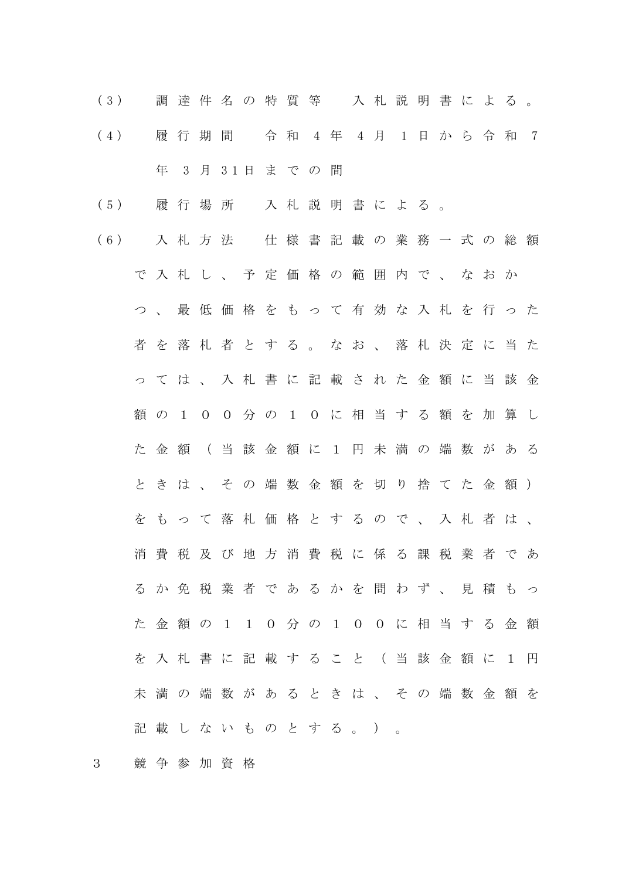（3）　調達件名の特質等　入札説明書による。

（4）　履行期間　令和４年４月１日から令和７年３月31日までの間

（5）　履行場所　入札説明書による。

（6）　入札方法　仕様書記載の業務一式の総額で入札し、予定価格の範囲内で、なおかつ、最低価格をもって有効な入札を行った者を落札者とする。なお、落札決定に当たっては、入札書に記載された金額に当該金額の１００分の１０に相当する額を加算した金額（当該金額に１円未満の端数があるときは、その端数金額を切り捨てた金額）をもって落札価格とするので、入札者は、消費税及び地方消費税に係る課税業者であるか免税業者であるかを問わず、見積もった金額の１１０分の１００に相当する金額を入札書に記載すること（当該金額に１円未満の端数があるときは、その端数金額を記載しないものとする。）。

3　競争参加資格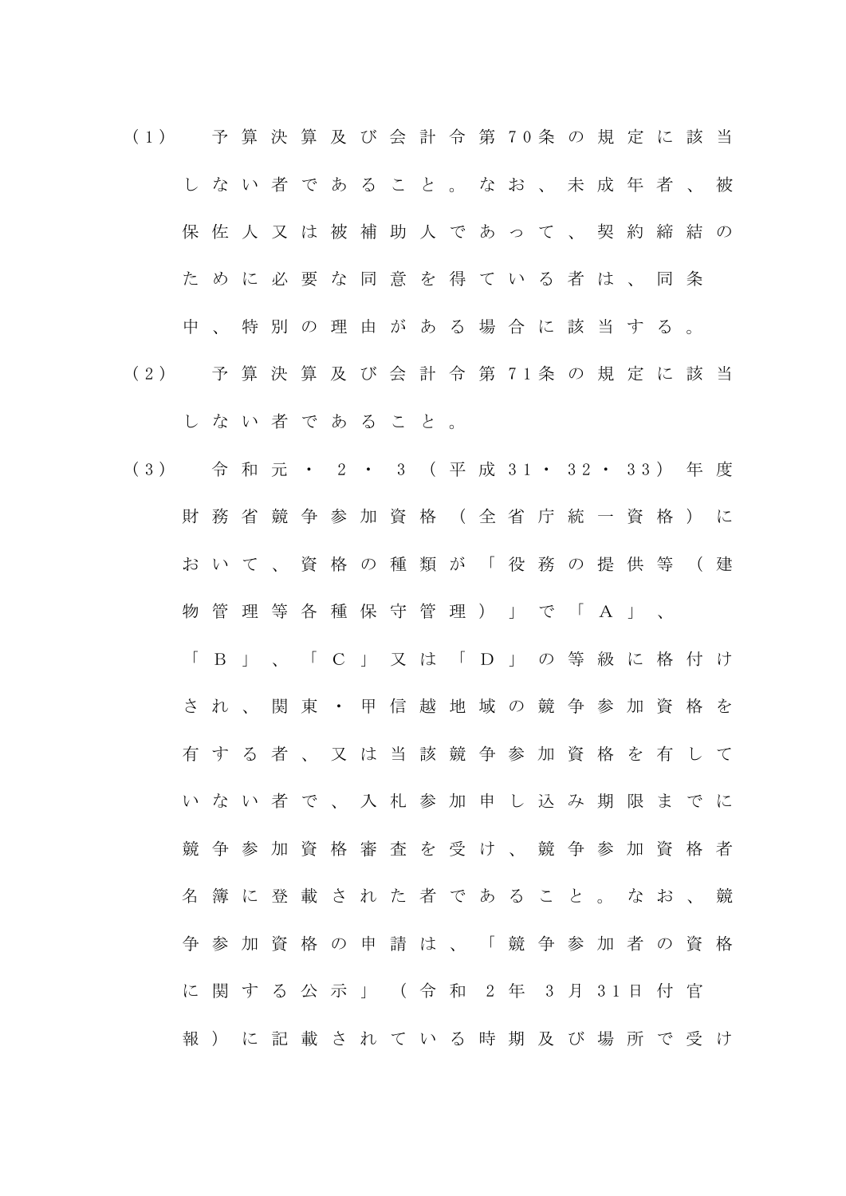（1）　予算決算及び会計令第70条の規定に該当しない者であること。なお、未成年者、被保佐人又は被補助人であって、契約締結のために必要な同意を得ている者は、同条中、特別の理由がある場合に該当する。

（2）　予算決算及び会計令第71条の規定に該当しない者であること。

（3）　令和元・2・3（平成31・32・33）年度財務省競争参加資格（全省庁統一資格）において、資格の種類が「役務の提供等（建物管理等各種保守管理）」で「A」、「B」、「C」又は「D」の等級に格付けされ、関東・甲信越地域の競争参加資格を有する者、又は当該競争参加資格を有していない者で、入札参加申し込み期限までに競争参加資格審査を受け、競争参加資格者名簿に登載された者であること。なお、競争参加資格の申請は、「競争参加者の資格に関する公示」（令和2年3月31日付官報）に記載されている時期及び場所で受け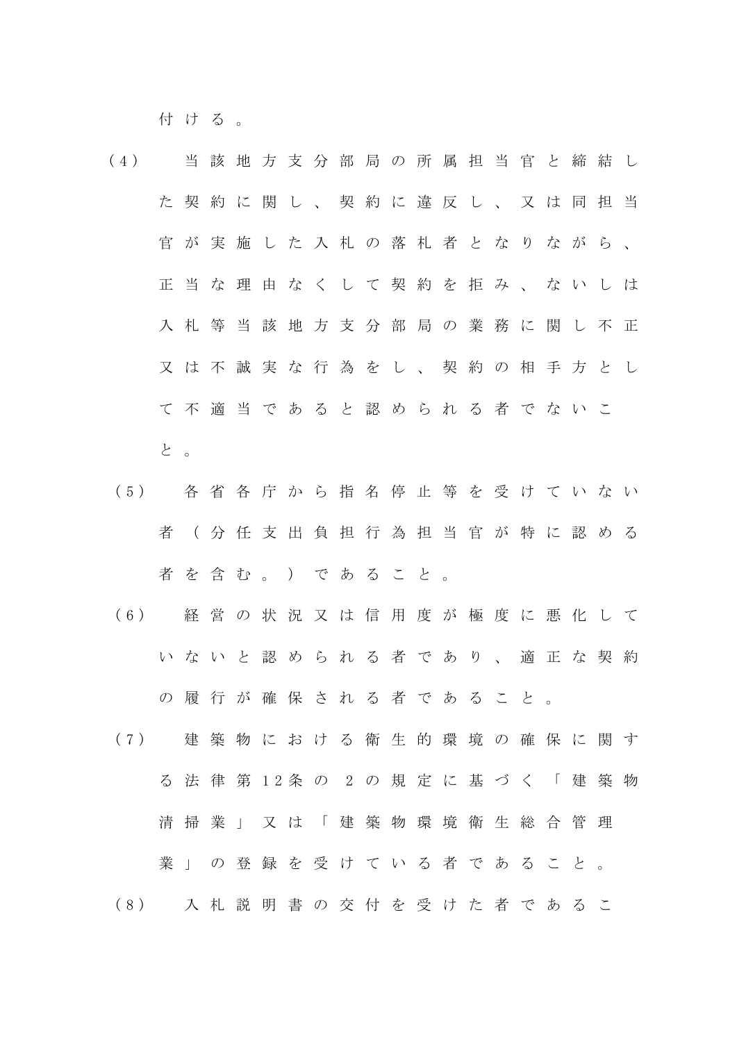付ける。

（4）　当該地方支分部局の所属担当官と締結した契約に関し、契約に違反し、又は同担当官が実施した入札の落札者となりながら、正当な理由なくして契約を拒み、ないしは入札等当該地方支分部局の業務に関し不正又は不誠実な行為をし、契約の相手方として不適当であると認められる者でないこと。

（5）　各省各庁から指名停止等を受けていない者（分任支出負担行為担当官が特に認める者を含む。）であること。

（6）　経営の状況又は信用度が極度に悪化していないと認められる者であり、適正な契約の履行が確保される者であること。

（7）　建築物における衛生的環境の確保に関する法律第12条の２の規定に基づく「建築物清掃業」又は「建築物環境衛生総合管理業」の登録を受けている者であること。

（8）　入札説明書の交付を受けた者であるこ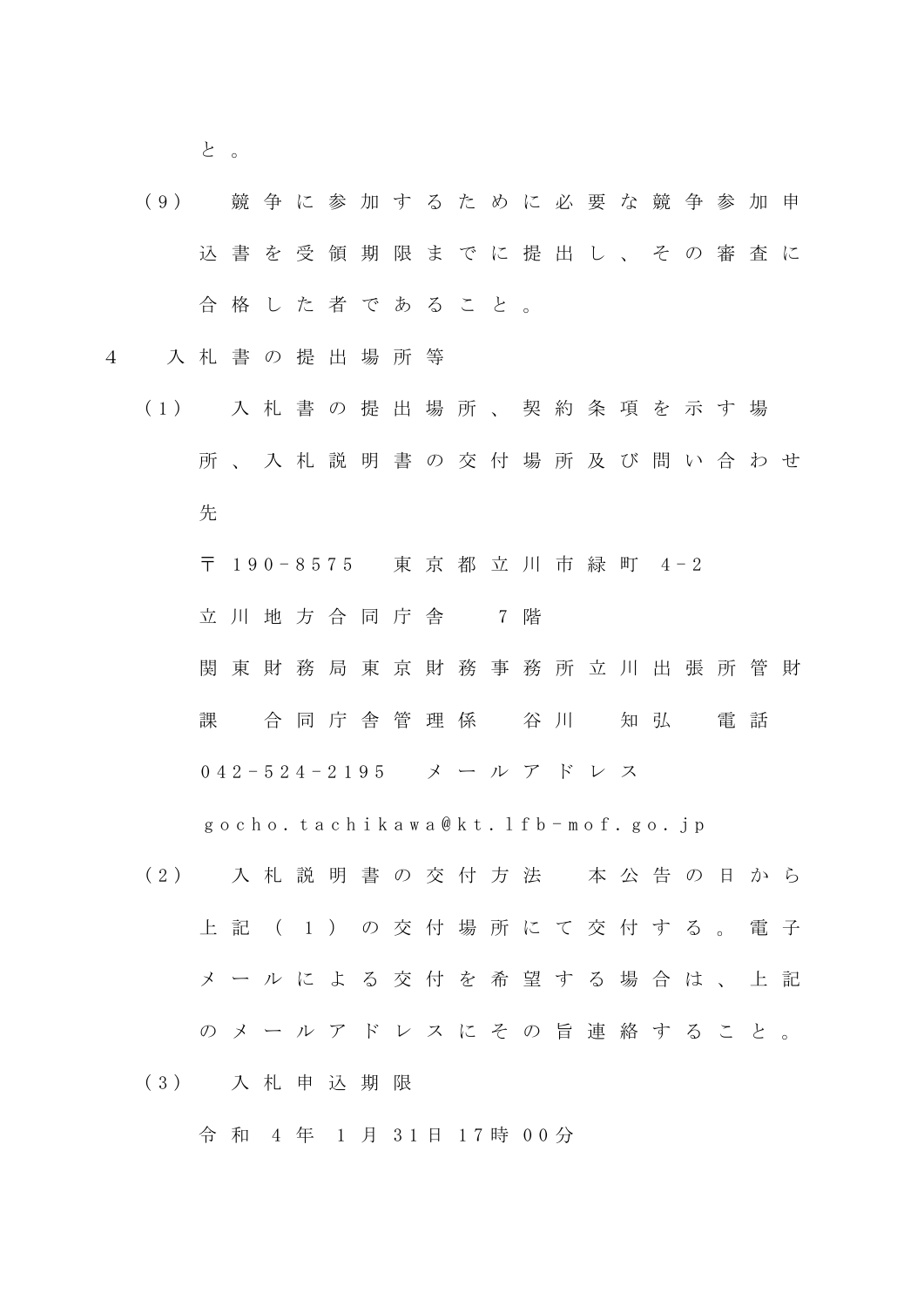と。

（9）　競争に参加するために必要な競争参加申込書を受領期限までに提出し、その審査に合格した者であること。

4　入札書の提出場所等

（1）　入札書の提出場所、契約条項を示す場所、入札説明書の交付場所及び問い合わせ先

〒190-8575　東京都立川市緑町 4-2

立川地方合同庁舎　7階

関東財務局東京財務事務所立川出張所管財課　合同庁舎管理係　谷川　知弘　電話 042-524-2195　メールアドレス

gocho.tachikawa@kt.lfb-mof.go.jp

（2）　入札説明書の交付方法　本公告の日から上記（1）の交付場所にて交付する。電子メールによる交付を希望する場合は、上記のメールアドレスにその旨連絡すること。

（3）　入札申込期限

令和 4 年 1 月 31日 17時 00分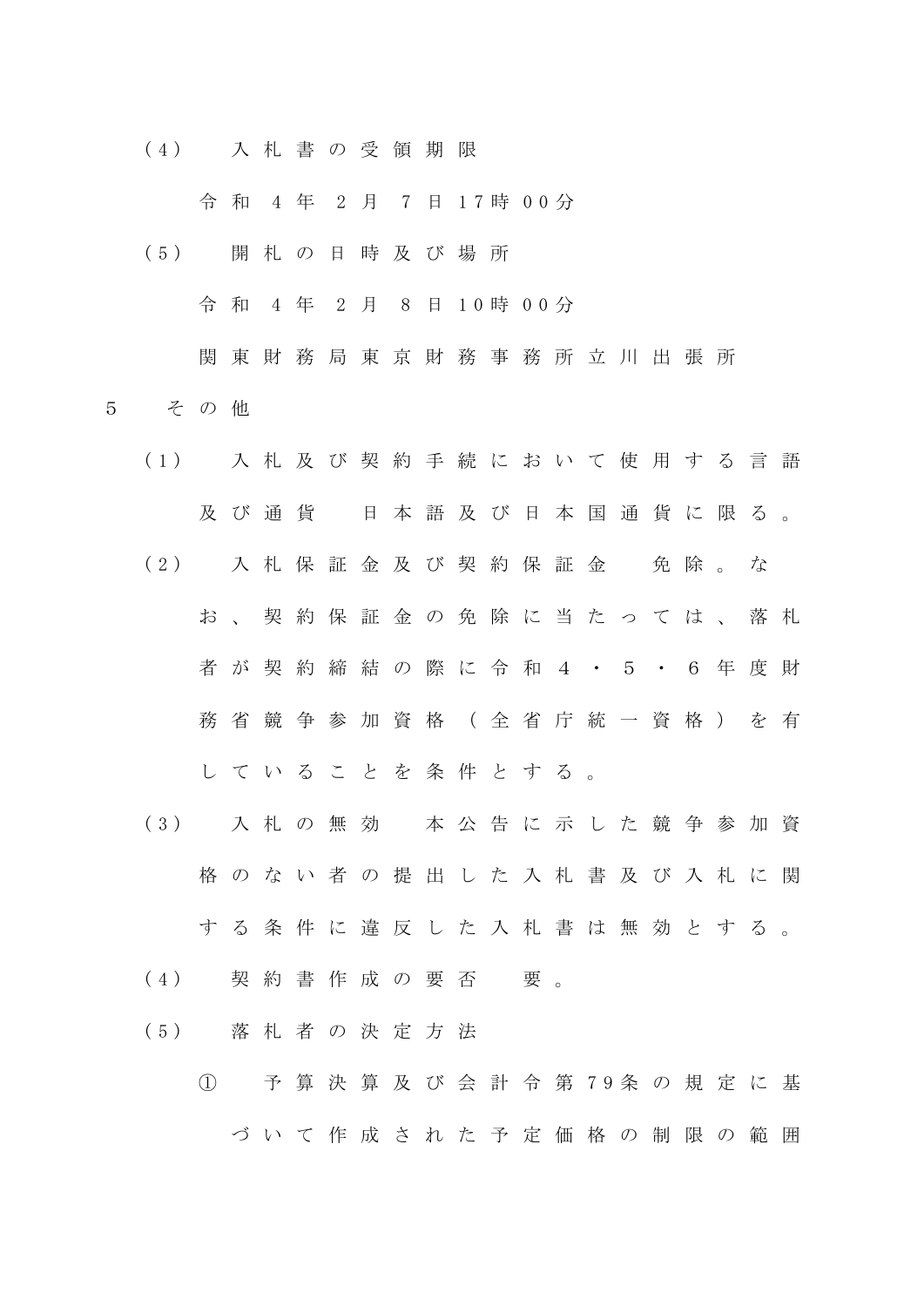（4）　入札書の受領期限

令和 4 年 2 月 7 日 17時 00分

（5）　開札の日時及び場所

令和 4 年 2 月 8 日 10時 00分

関東財務局東京財務事務所立川出張所

5　その他

（1）　入札及び契約手続において使用する言語及び通貨　日本語及び日本国通貨に限る。

（2）　入札保証金及び契約保証金　免除。なお、契約保証金の免除に当たっては、落札者が契約締結の際に令和４・５・６年度財務省競争参加資格（全省庁統一資格）を有していることを条件とする。

（3）　入札の無効　本公告に示した競争参加資格のない者の提出した入札書及び入札に関する条件に違反した入札書は無効とする。

（4）　契約書作成の要否　要。

（5）　落札者の決定方法

①　予算決算及び会計令第79条の規定に基づいて作成された予定価格の制限の範囲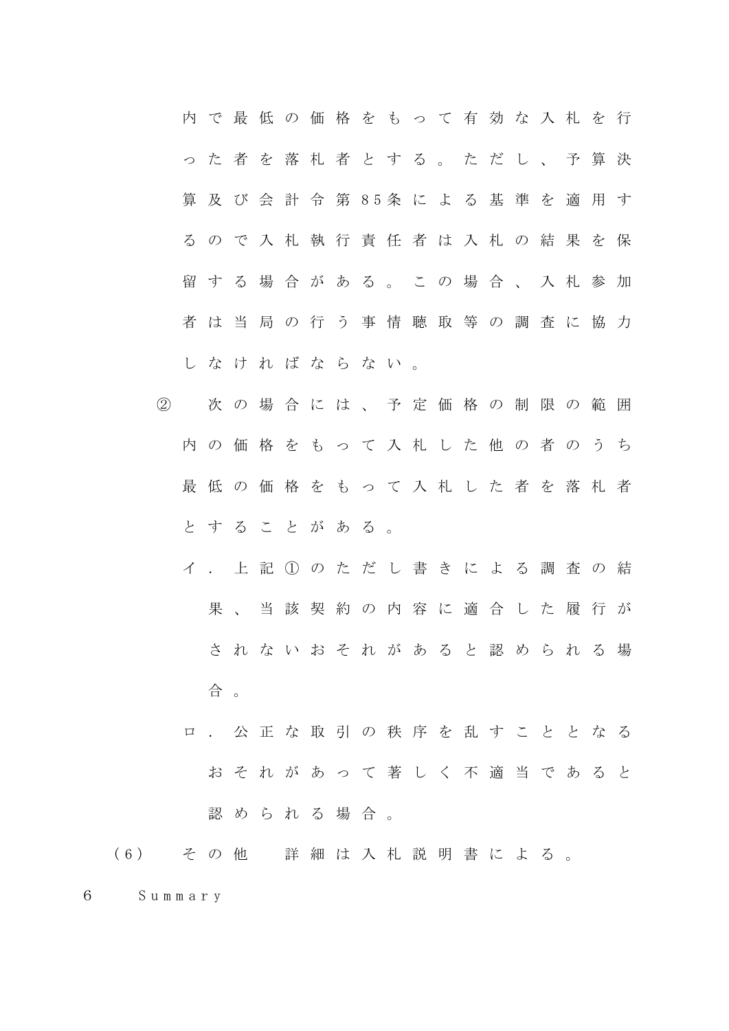内で最低の価格をもって有効な入札を行った者を落札者とする。ただし、予算決算及び会計令第85条による基準を適用するので入札執行責任者は入札の結果を保留する場合がある。この場合、入札参加者は当局の行う事情聴取等の調査に協力しなければならない。

② 次の場合には、予定価格の制限の範囲内の価格をもって入札した他の者のうち最低の価格をもって入札した者を落札者とすることがある。

イ．上記①のただし書きによる調査の結果、当該契約の内容に適合した履行がされないおそれがあると認められる場合。

ロ．公正な取引の秩序を乱すこととなるおそれがあって著しく不適当であると認められる場合。

（6） その他　詳細は入札説明書による。

6 Summary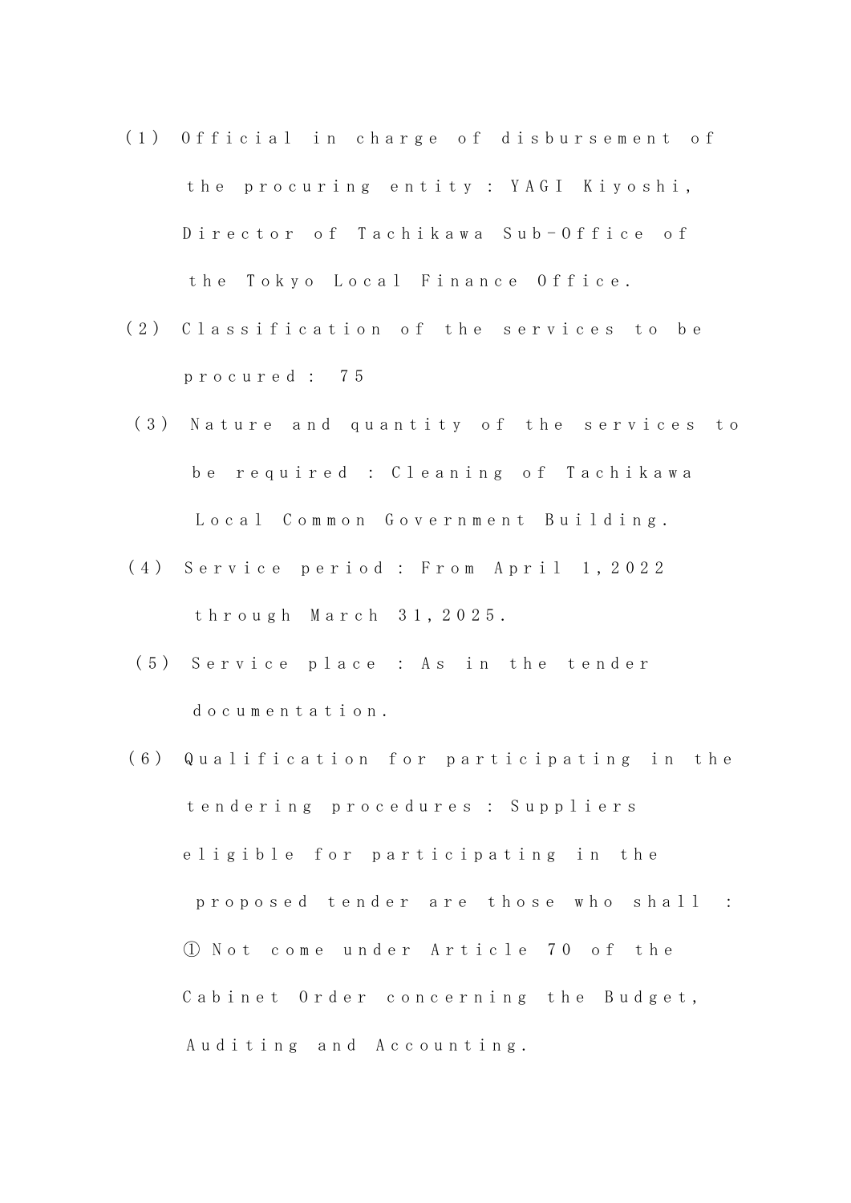(1) Official in charge of disbursement of the procuring entity : YAGI Kiyoshi, Director of Tachikawa Sub-Office of the Tokyo Local Finance Office.

(2) Classification of the services to be procured : 75

(3) Nature and quantity of the services to be required : Cleaning of Tachikawa Local Common Government Building.

(4) Service period : From April 1,2022 through March 31,2025.

(5) Service place : As in the tender documentation.

(6) Qualification for participating in the tendering procedures : Suppliers eligible for participating in the proposed tender are those who shall :

① Not come under Article 70 of the Cabinet Order concerning the Budget, Auditing and Accounting.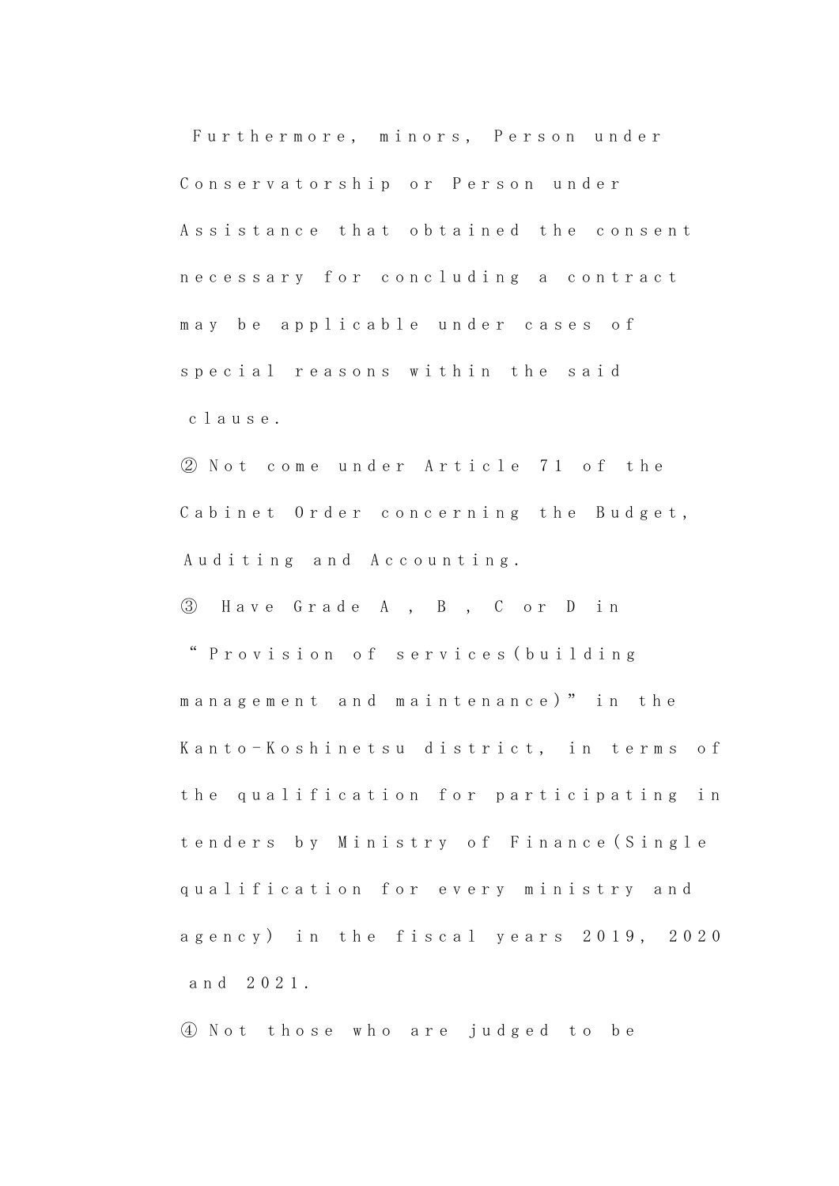Furthermore, minors, Person under Conservatorship or Person under Assistance that obtained the consent necessary for concluding a contract may be applicable under cases of special reasons within the said clause.

② Not come under Article 71 of the Cabinet Order concerning the Budget, Auditing and Accounting.

③ Have Grade A , B , C or D in "Provision of services(building management and maintenance)" in the Kanto-Koshinetsu district, in terms of the qualification for participating in tenders by Ministry of Finance(Single qualification for every ministry and agency) in the fiscal years 2019, 2020 and 2021.

④ Not those who are judged to be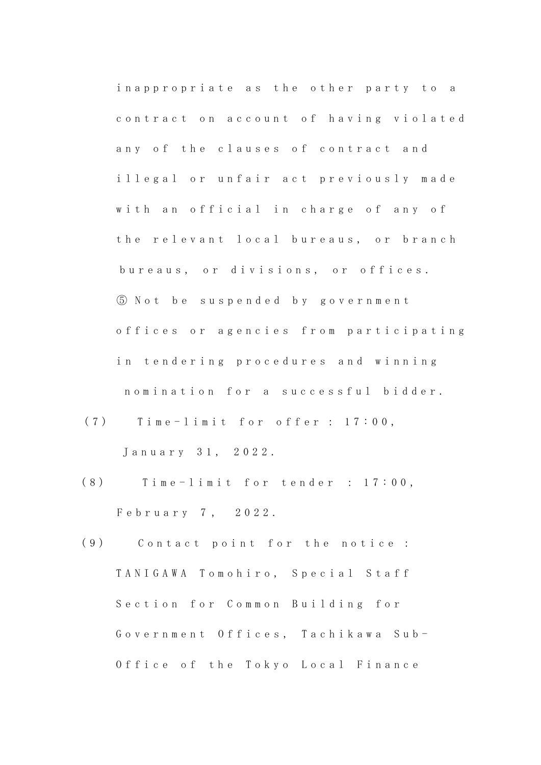inappropriate as the other party to a contract on account of having violated any of the clauses of contract and illegal or unfair act previously made with an official in charge of any of the relevant local bureaus, or branch bureaus, or divisions, or offices.

⑤ Not be suspended by government offices or agencies from participating in tendering procedures and winning nomination for a successful bidder.

(7) Time-limit for offer : 17:00, January 31, 2022.

(8) Time-limit for tender : 17:00, February 7, 2022.

(9) Contact point for the notice : TANIGAWA Tomohiro, Special Staff Section for Common Building for Government Offices, Tachikawa Sub-Office of the Tokyo Local Finance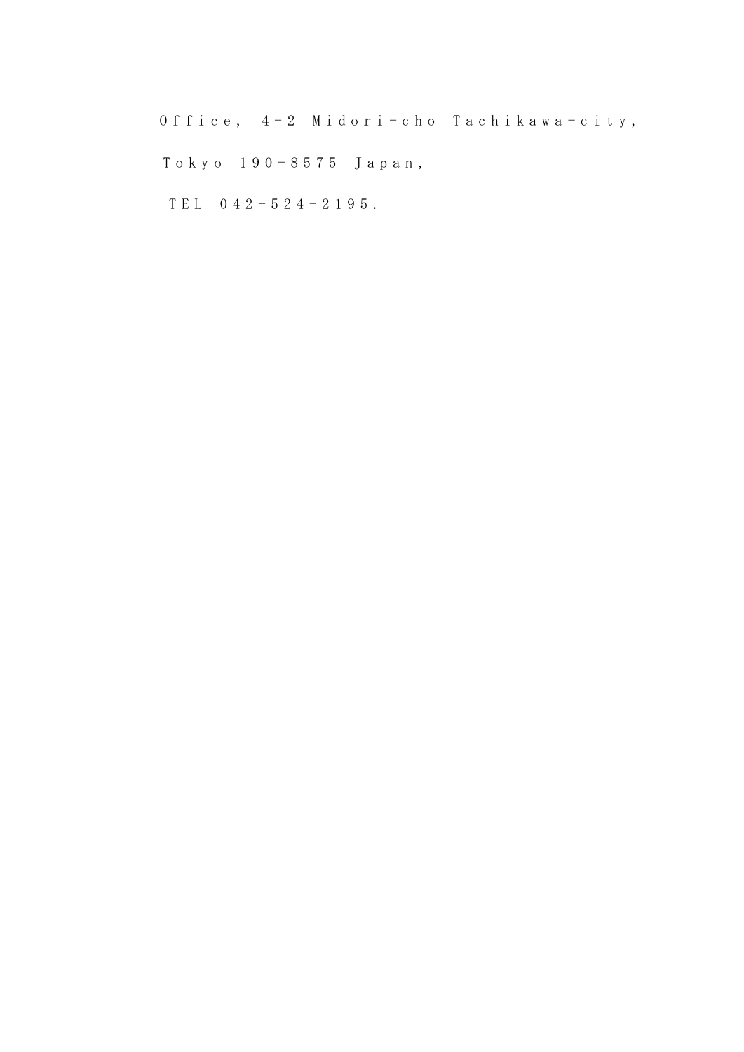Office, 4-2 Midori-cho Tachikawa-city,

Tokyo 190-8575 Japan,

TEL 042-524-2195.